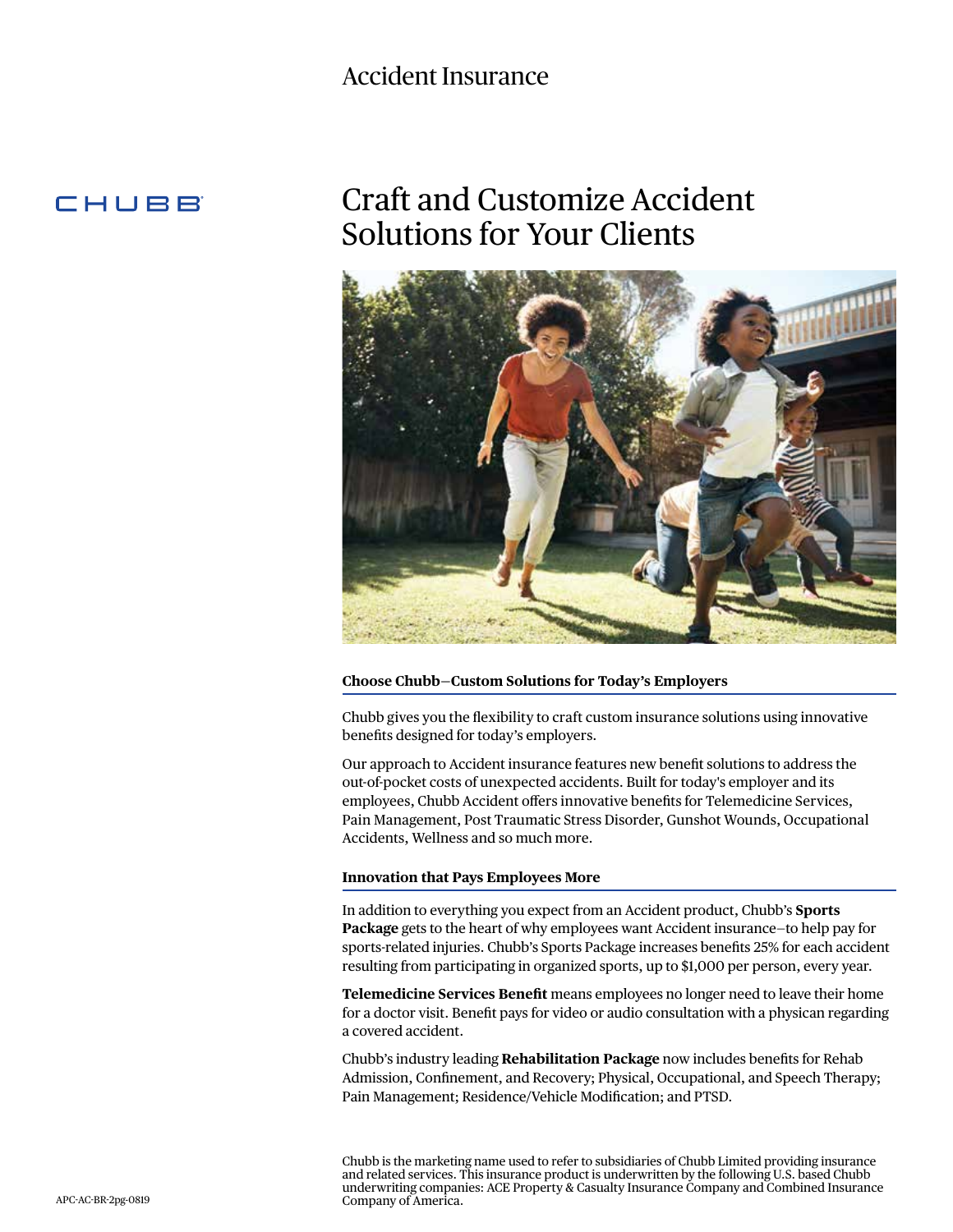Accident Insurance

CHUBB

# Craft and Customize Accident Solutions for Your Clients

## Choose Chubb—Custom Solutions for Today's Employers

Chubb gives you the flexibility to craft custom insurance solutions using innovative benefits designed for today's employers.

Our approach to Accident insurance features new benefit solutions to address the out-of-pocket costs of unexpected accidents. Built for today's employer and its employees, Chubb Accident offers innovative benefits for Telemedicine Services, Pain Management, Post Traumatic Stress Disorder, Gunshot Wounds, Occupational Accidents, Wellness and so much more.

## Innovation that Pays Employees More

In addition to everything you expect from an Accident product, Chubb's **Sports Package** gets to the heart of why employees want Accident insurance—to help pay for sports-related injuries. Chubb's Sports Package increases benefits 25% for each accident resulting from participating in organized sports, up to $1,000 per person, every year.

**Telemedicine Services Benefit** means employees no longer need to leave their home for a doctor visit. Benefit pays for video or audio consultation with a physican regarding a covered accident.

Chubb's industry leading **Rehabilitation Package** now includes benefits for Rehab Admission, Confinement, and Recovery; Physical, Occupational, and Speech Therapy; Pain Management; Residence/Vehicle Modification; and PTSD.

Chubb is the marketing name used to refer to subsidiaries of Chubb Limited providing insurance and related services. This insurance product is underwritten by the following U.S. based Chubb underwriting companies: ACE Property & Casualty Insurance Company and Combined Insurance Company of America.

APC-AC-BR-2pg-0819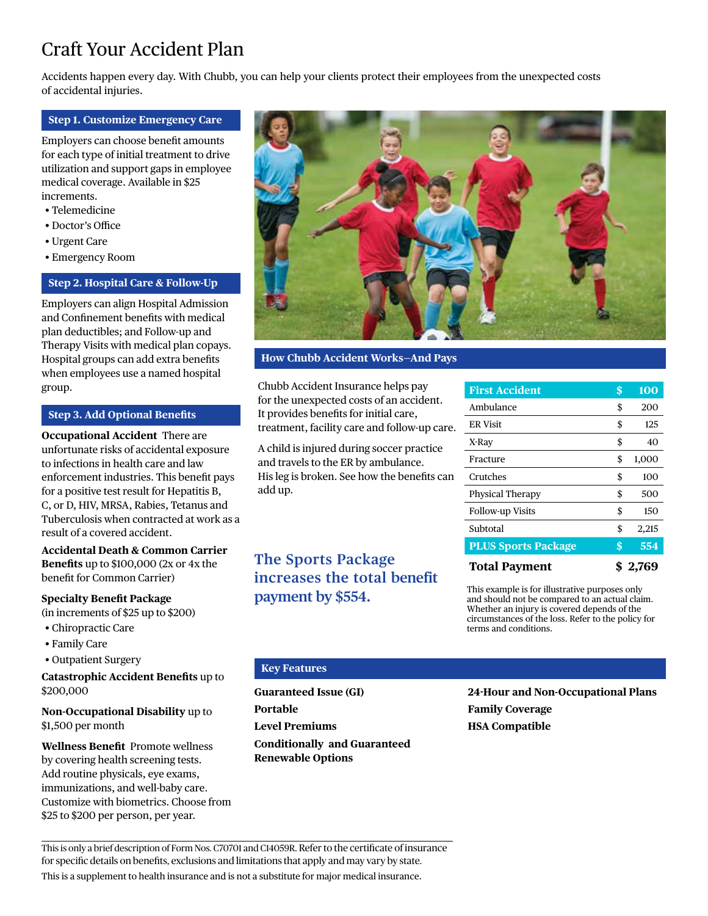# Craft Your Accident Plan

Accidents happen every day. With Chubb, you can help your clients protect their employees from the unexpected costs of accidental injuries.

## Step 1. Customize Emergency Care

Employers can choose benefit amounts for each type of initial treatment to drive utilization and support gaps in employee medical coverage. Available in $25 increments.

- Telemedicine
- Doctor's Office
- Urgent Care
- Emergency Room

## Step 2. Hospital Care & Follow-Up

Employers can align Hospital Admission and Confinement benefits with medical plan deductibles; and Follow-up and Therapy Visits with medical plan copays. Hospital groups can add extra benefits when employees use a named hospital group.

## Step 3. Add Optional Benefits

**Occupational Accident** There are unfortunate risks of accidental exposure to infections in health care and law enforcement industries. This benefit pays for a positive test result for Hepatitis B, C, or D, HIV, MRSA, Rabies, Tetanus and Tuberculosis when contracted at work as a result of a covered accident.

**Accidental Death & Common Carrier Benefits** up to $100,000 (2x or 4x the benefit for Common Carrier)

**Specialty Benefit Package**
(in increments of $25 up to $200)

- Chiropractic Care
- Family Care
- Outpatient Surgery

**Catastrophic Accident Benefits** up to $200,000

**Non-Occupational Disability** up to $1,500 per month

**Wellness Benefit** Promote wellness by covering health screening tests. Add routine physicals, eye exams, immunizations, and well-baby care. Customize with biometrics. Choose from $25 to $200 per person, per year.

## How Chubb Accident Works–And Pays

Chubb Accident Insurance helps pay for the unexpected costs of an accident. It provides benefits for initial care, treatment, facility care and follow-up care.

A child is injured during soccer practice and travels to the ER by ambulance. His leg is broken. See how the benefits can add up.

| | |
|---|---|
| **First Accident** | **$ 100** |
| Ambulance | $ 200 |
| ER Visit | $ 125 |
| X-Ray | $ 40 |
| Fracture | $ 1,000 |
| Crutches | $ 100 |
| Physical Therapy | $ 500 |
| Follow-up Visits | $ 150 |
| Subtotal | $ 2,215 |
| **PLUS Sports Package** | **$ 554** |
| **Total Payment** | **$ 2,769** |

This example is for illustrative purposes only and should not be compared to an actual claim. Whether an injury is covered depends of the circumstances of the loss. Refer to the policy for terms and conditions.

**The Sports Package increases the total benefit payment by $554.**

## Key Features

**Guaranteed Issue (GI)**
**Portable**
**Level Premiums**
**Conditionally and Guaranteed Renewable Options**
**24-Hour and Non-Occupational Plans**
**Family Coverage**
**HSA Compatible**

This is only a brief description of Form Nos. C70701 and C14059R. Refer to the certificate of insurance for specific details on benefits, exclusions and limitations that apply and may vary by state.

This is a supplement to health insurance and is not a substitute for major medical insurance.